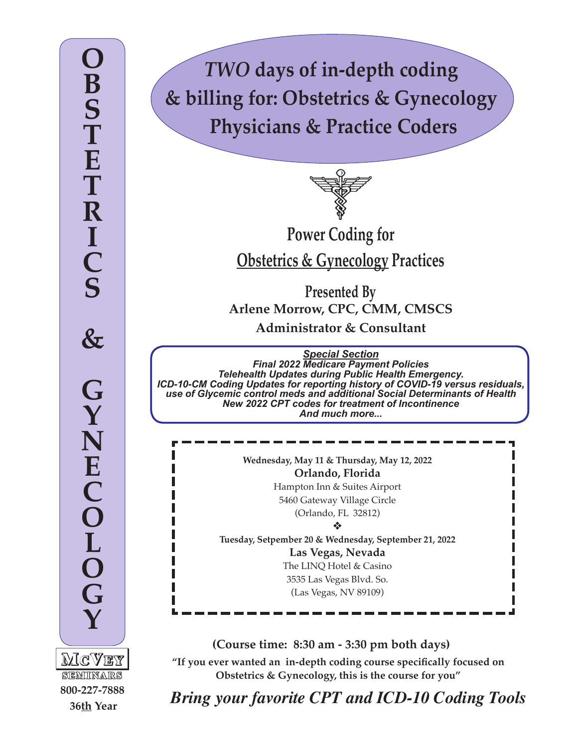# *TWO* days of in-depth coding & billing for: Obstetrics & Gynecology Physicians & Practice Coders

**OBSTETRICS & GYNECOLOGY**

## Power Coding for Obstetrics & Gynecology Practices

**Presented By**

**Arlene Morrow, CPC, CMM, CMSCS**

**Administrator & Consultant**

***Special Section***

***Final 2022 Medicare Payment Policies***

***Telehealth Updates during Public Health Emergency.***

***ICD-10-CM Coding Updates for reporting history of COVID-19 versus residuals, use of Glycemic control meds and additional Social Determinants of Health***

***New 2022 CPT codes for treatment of Incontinence***

***And much more...***

**Wednesday, May 11 & Thursday, May 12, 2022**

**Orlando, Florida**

Hampton Inn & Suites Airport

5460 Gateway Village Circle

(Orlando, FL 32812)

❖

**Tuesday, Setpember 20 & Wednesday, September 21, 2022**

**Las Vegas, Nevada**

The LINQ Hotel & Casino

3535 Las Vegas Blvd. So.

(Las Vegas, NV 89109)

**(Course time: 8:30 am - 3:30 pm both days)**

**"If you ever wanted an in-depth coding course specifically focused on Obstetrics & Gynecology, this is the course for you"**

***Bring your favorite CPT and ICD-10 Coding Tools***

**McVEY SEMINARS**

**800-227-7888**

**36th Year**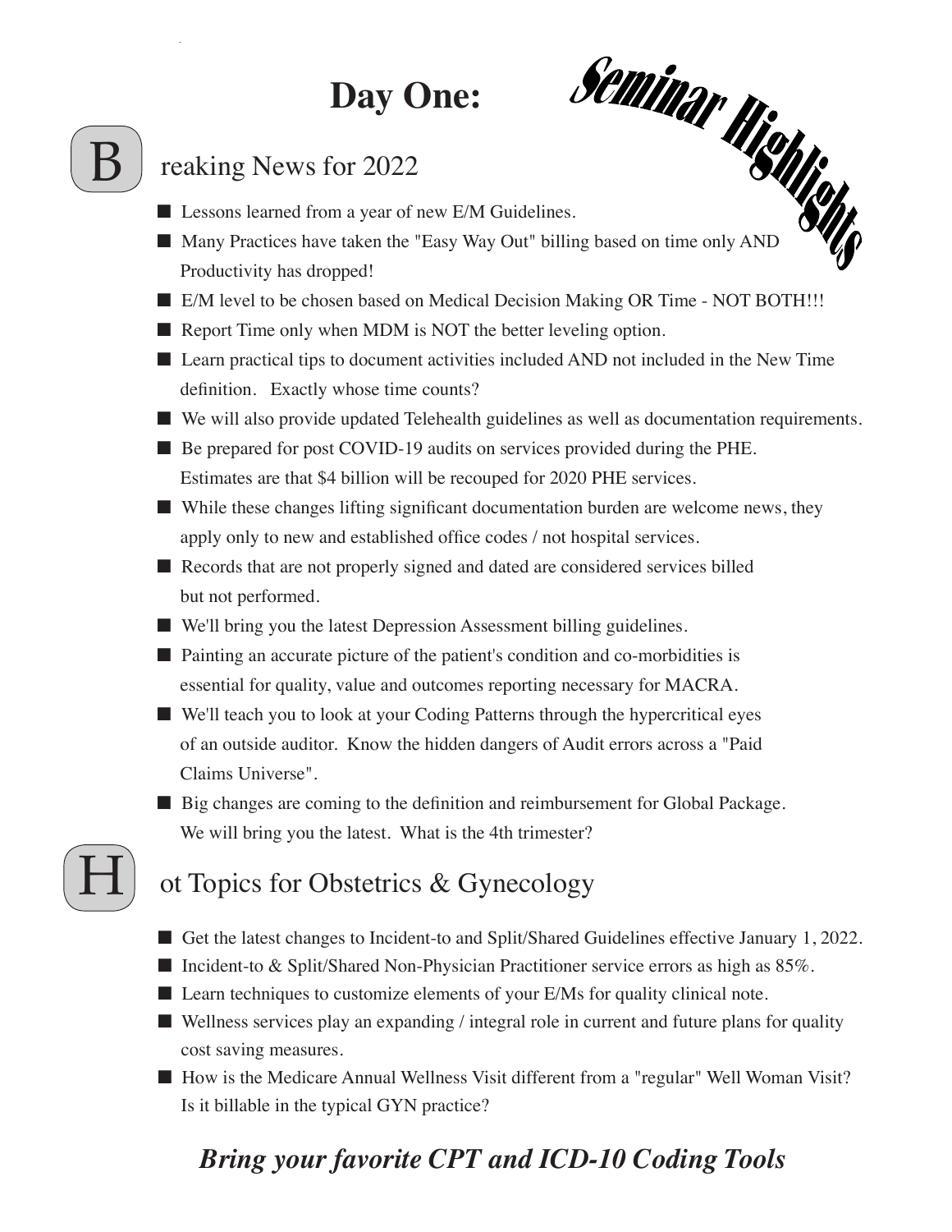# Day One:

## Seminar Highlights

## Breaking News for 2022

- Lessons learned from a year of new E/M Guidelines.
- Many Practices have taken the "Easy Way Out" billing based on time only AND Productivity has dropped!
- E/M level to be chosen based on Medical Decision Making OR Time - NOT BOTH!!!
- Report Time only when MDM is NOT the better leveling option.
- Learn practical tips to document activities included AND not included in the New Time definition. Exactly whose time counts?
- We will also provide updated Telehealth guidelines as well as documentation requirements.
- Be prepared for post COVID-19 audits on services provided during the PHE. Estimates are that $4 billion will be recouped for 2020 PHE services.
- While these changes lifting significant documentation burden are welcome news, they apply only to new and established office codes / not hospital services.
- Records that are not properly signed and dated are considered services billed but not performed.
- We'll bring you the latest Depression Assessment billing guidelines.
- Painting an accurate picture of the patient's condition and co-morbidities is essential for quality, value and outcomes reporting necessary for MACRA.
- We'll teach you to look at your Coding Patterns through the hypercritical eyes of an outside auditor. Know the hidden dangers of Audit errors across a "Paid Claims Universe".
- Big changes are coming to the definition and reimbursement for Global Package. We will bring you the latest. What is the 4th trimester?

## Hot Topics for Obstetrics & Gynecology

- Get the latest changes to Incident-to and Split/Shared Guidelines effective January 1, 2022.
- Incident-to & Split/Shared Non-Physician Practitioner service errors as high as 85%.
- Learn techniques to customize elements of your E/Ms for quality clinical note.
- Wellness services play an expanding / integral role in current and future plans for quality cost saving measures.
- How is the Medicare Annual Wellness Visit different from a "regular" Well Woman Visit? Is it billable in the typical GYN practice?

***Bring your favorite CPT and ICD-10 Coding Tools***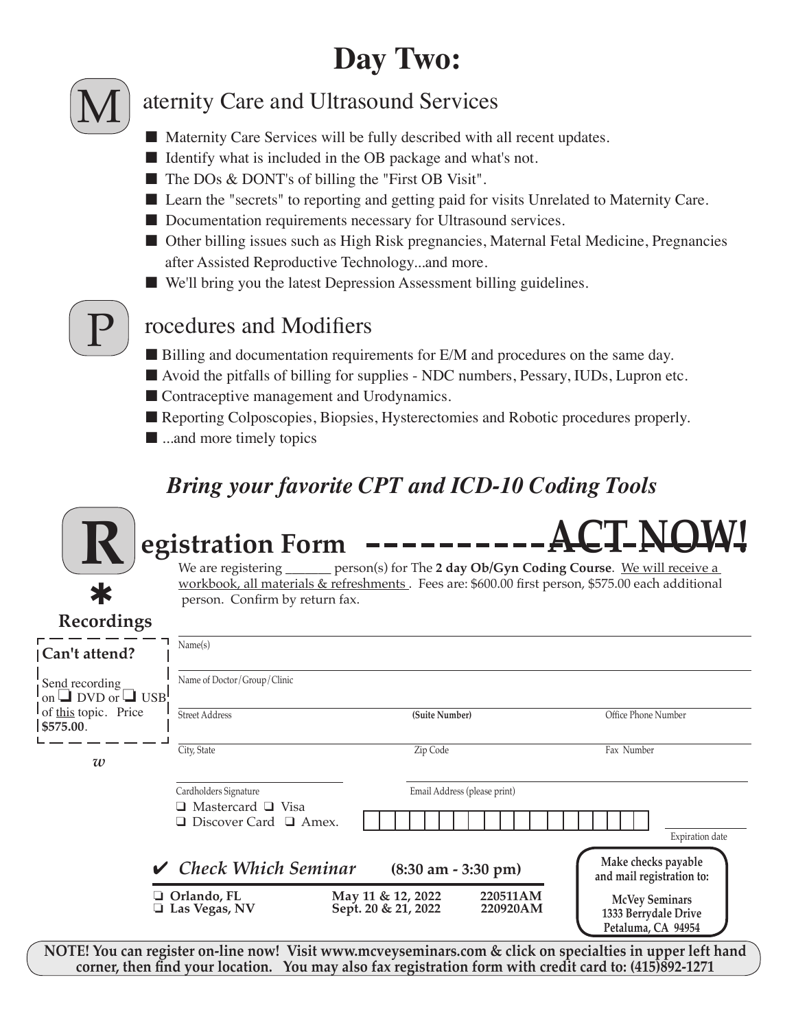# Day Two:

## Maternity Care and Ultrasound Services

- Maternity Care Services will be fully described with all recent updates.
- Identify what is included in the OB package and what's not.
- The DOs & DONT's of billing the "First OB Visit".
- Learn the "secrets" to reporting and getting paid for visits Unrelated to Maternity Care.
- Documentation requirements necessary for Ultrasound services.
- Other billing issues such as High Risk pregnancies, Maternal Fetal Medicine, Pregnancies after Assisted Reproductive Technology...and more.
- We'll bring you the latest Depression Assessment billing guidelines.

## Procedures and Modifiers

- Billing and documentation requirements for E/M and procedures on the same day.
- Avoid the pitfalls of billing for supplies - NDC numbers, Pessary, IUDs, Lupron etc.
- Contraceptive management and Urodynamics.
- Reporting Colposcopies, Biopsies, Hysterectomies and Robotic procedures properly.
- ...and more timely topics

***Bring your favorite CPT and ICD-10 Coding Tools***

## Registration Form ---------- ACT NOW!

We are registering ______ person(s) for The **2 day Ob/Gyn Coding Course**. We will receive a workbook, all materials & refreshments. Fees are: $600.00 first person, $575.00 each additional person. Confirm by return fax.

**\* Recordings**

**Can't attend?**

Send recording on ❑ DVD or ❑ USB of this topic. Price **$575.00**.

*w*

Name(s)

Name of Doctor/Group/Clinic

Street Address | **(Suite Number)** | Office Phone Number

City, State | Zip Code | Fax Number

Cardholders Signature | Email Address (please print)

❑ Mastercard ❑ Visa
❑ Discover Card ❑ Amex.

Expiration date

✔ ***Check Which Seminar*** **(8:30 am - 3:30 pm)**

| | | |
|---|---|---|
| ❑ **Orlando, FL** | **May 11 & 12, 2022** | **220511AM** |
| ❑ **Las Vegas, NV** | **Sept. 20 & 21, 2022** | **220920AM** |

**Make checks payable and mail registration to:**

**McVey Seminars**
**1333 Berrydale Drive**
**Petaluma, CA 94954**

**NOTE! You can register on-line now! Visit www.mcveyseminars.com & click on specialties in upper left hand corner, then find your location. You may also fax registration form with credit card to: (415)892-1271**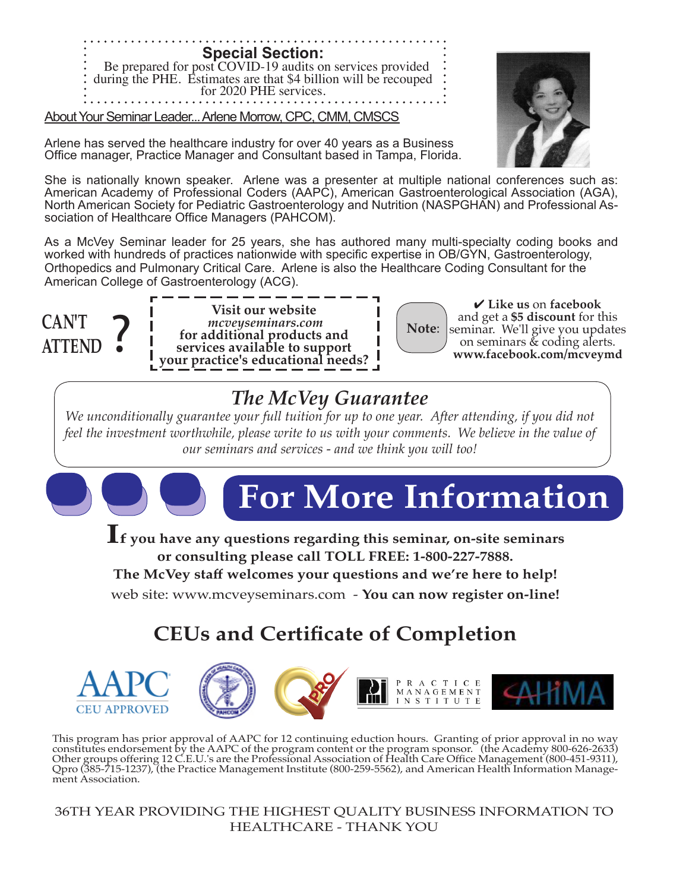**Special Section:**
Be prepared for post COVID-19 audits on services provided during the PHE. Estimates are that $4 billion will be recouped for 2020 PHE services.

## About Your Seminar Leader... Arlene Morrow, CPC, CMM, CMSCS

Arlene has served the healthcare industry for over 40 years as a Business Office manager, Practice Manager and Consultant based in Tampa, Florida.

She is nationally known speaker. Arlene was a presenter at multiple national conferences such as: American Academy of Professional Coders (AAPC), American Gastroenterological Association (AGA), North American Society for Pediatric Gastroenterology and Nutrition (NASPGHAN) and Professional Association of Healthcare Office Managers (PAHCOM).

As a McVey Seminar leader for 25 years, she has authored many multi-specialty coding books and worked with hundreds of practices nationwide with specific expertise in OB/GYN, Gastroenterology, Orthopedics and Pulmonary Critical Care. Arlene is also the Healthcare Coding Consultant for the American College of Gastroenterology (ACG).

**CAN'T ATTEND ?**

**Visit our website**
*mcveyseminars.com*
**for additional products and services available to support your practice's educational needs?**

**Note:** ✔ **Like us** on **facebook** and get a **$5 discount** for this seminar. We'll give you updates on seminars & coding alerts. **www.facebook.com/mcveymd**

## *The McVey Guarantee*

*We unconditionally guarantee your full tuition for up to one year. After attending, if you did not feel the investment worthwhile, please write to us with your comments. We believe in the value of our seminars and services - and we think you will too!*

# For More Information

**If you have any questions regarding this seminar, on-site seminars or consulting please call TOLL FREE: 1-800-227-7888.**
**The McVey staff welcomes your questions and we're here to help!**
web site: www.mcveyseminars.com - **You can now register on-line!**

## CEUs and Certificate of Completion

AAPC CEU APPROVED | PAHCOM | PRO | PRACTICE MANAGEMENT INSTITUTE | AHIMA

This program has prior approval of AAPC for 12 continuing eduction hours. Granting of prior approval in no way constitutes endorsement by the AAPC of the program content or the program sponsor. (the Academy 800-626-2633) Other groups offering 12 C.E.U.'s are the Professional Association of Health Care Office Management (800-451-9311), Qpro (385-715-1237), (the Practice Management Institute (800-259-5562), and American Health Information Management Association.

36TH YEAR PROVIDING THE HIGHEST QUALITY BUSINESS INFORMATION TO HEALTHCARE - THANK YOU